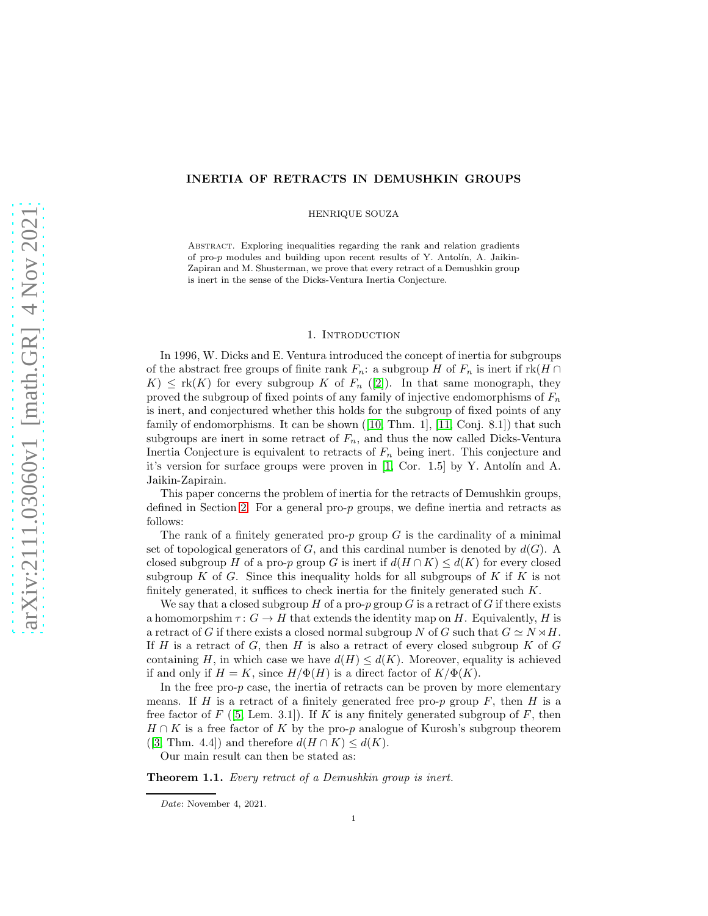# INERTIA OF RETRACTS IN DEMUSHKIN GROUPS

HENRIQUE SOUZA

Abstract. Exploring inequalities regarding the rank and relation gradients of pro-$p$ modules and building upon recent results of Y. Antolín, A. Jaikin-Zapiran and M. Shusterman, we prove that every retract of a Demushkin group is inert in the sense of the Dicks-Ventura Inertia Conjecture.

## 1. Introduction

In 1996, W. Dicks and E. Ventura introduced the concept of inertia for subgroups of the abstract free groups of finite rank $F_n$: a subgroup $H$ of $F_n$ is inert if $\mathrm{rk}(H \cap K) \leq \mathrm{rk}(K)$ for every subgroup $K$ of $F_n$ ([2]). In that same monograph, they proved the subgroup of fixed points of any family of injective endomorphisms of $F_n$ is inert, and conjectured whether this holds for the subgroup of fixed points of any family of endomorphisms. It can be shown ([10, Thm. 1], [11, Conj. 8.1]) that such subgroups are inert in some retract of $F_n$, and thus the now called Dicks-Ventura Inertia Conjecture is equivalent to retracts of $F_n$ being inert. This conjecture and it's version for surface groups were proven in [1, Cor. 1.5] by Y. Antolín and A. Jaikin-Zapirain.

This paper concerns the problem of inertia for the retracts of Demushkin groups, defined in Section 2. For a general pro-$p$ groups, we define inertia and retracts as follows:

The rank of a finitely generated pro-$p$ group $G$ is the cardinality of a minimal set of topological generators of $G$, and this cardinal number is denoted by $d(G)$. A closed subgroup $H$ of a pro-$p$ group $G$ is inert if $d(H \cap K) \leq d(K)$ for every closed subgroup $K$ of $G$. Since this inequality holds for all subgroups of $K$ if $K$ is not finitely generated, it suffices to check inertia for the finitely generated such $K$.

We say that a closed subgroup $H$ of a pro-$p$ group $G$ is a retract of $G$ if there exists a homomorpshim $\tau\colon G \to H$ that extends the identity map on $H$. Equivalently, $H$ is a retract of $G$ if there exists a closed normal subgroup $N$ of $G$ such that $G \simeq N \rtimes H$. If $H$ is a retract of $G$, then $H$ is also a retract of every closed subgroup $K$ of $G$ containing $H$, in which case we have $d(H) \leq d(K)$. Moreover, equality is achieved if and only if $H = K$, since $H/\Phi(H)$ is a direct factor of $K/\Phi(K)$.

In the free pro-$p$ case, the inertia of retracts can be proven by more elementary means. If $H$ is a retract of a finitely generated free pro-$p$ group $F$, then $H$ is a free factor of $F$ ([5, Lem. 3.1]). If $K$ is any finitely generated subgroup of $F$, then $H \cap K$ is a free factor of $K$ by the pro-$p$ analogue of Kurosh's subgroup theorem ([3, Thm. 4.4]) and therefore $d(H \cap K) \leq d(K)$.

Our main result can then be stated as:

**Theorem 1.1.** *Every retract of a Demushkin group is inert.*

---

*Date*: November 4, 2021.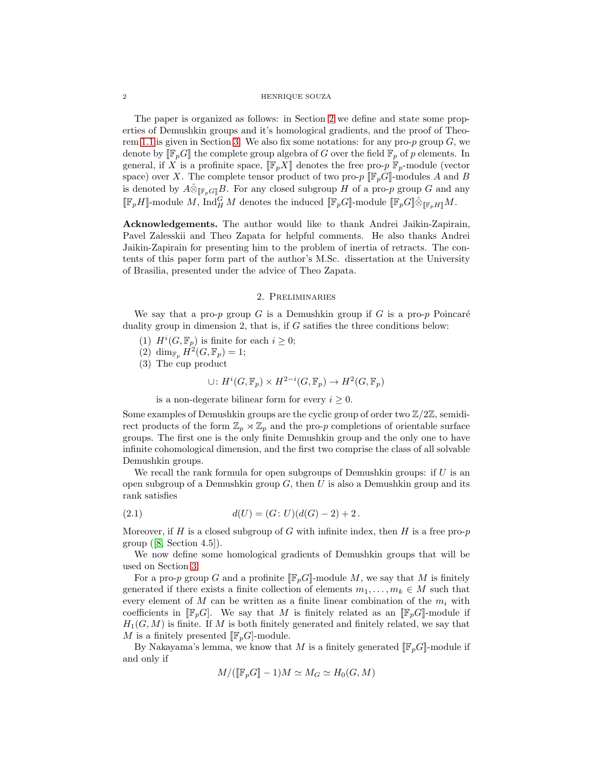The paper is organized as follows: in Section 2 we define and state some properties of Demushkin groups and it's homological gradients, and the proof of Theorem 1.1 is given in Section 3. We also fix some notations: for any pro-$p$ group $G$, we denote by $[\![\mathbb{F}_p G]\!]$ the complete group algebra of $G$ over the field $\mathbb{F}_p$ of $p$ elements. In general, if $X$ is a profinite space, $[\![\mathbb{F}_p X]\!]$ denotes the free pro-$p$ $\mathbb{F}_p$-module (vector space) over $X$. The complete tensor product of two pro-$p$ $[\![\mathbb{F}_p G]\!]$-modules $A$ and $B$ is denoted by $A \hat{\otimes}_{[\![\mathbb{F}_p G]\!]} B$. For any closed subgroup $H$ of a pro-$p$ group $G$ and any $[\![\mathbb{F}_p H]\!]$-module $M$, $\operatorname{Ind}_H^G M$ denotes the induced $[\![\mathbb{F}_p G]\!]$-module $[\![\mathbb{F}_p G]\!] \hat{\otimes}_{[\![\mathbb{F}_p H]\!]} M$.

**Acknowledgements.** The author would like to thank Andrei Jaikin-Zapirain, Pavel Zalesskii and Theo Zapata for helpful comments. He also thanks Andrei Jaikin-Zapirain for presenting him to the problem of inertia of retracts. The contents of this paper form part of the author's M.Sc. dissertation at the University of Brasilia, presented under the advice of Theo Zapata.

## 2. Preliminaries

We say that a pro-$p$ group $G$ is a Demushkin group if $G$ is a pro-$p$ Poincaré duality group in dimension 2, that is, if $G$ satisfies the three conditions below:

1. $H^i(G, \mathbb{F}_p)$ is finite for each $i \geq 0$;
2. $\dim_{\mathbb{F}_p} H^2(G, \mathbb{F}_p) = 1$;
3. The cup product
$$\cup \colon H^i(G, \mathbb{F}_p) \times H^{2-i}(G, \mathbb{F}_p) \to H^2(G, \mathbb{F}_p)$$
is a non-degerate bilinear form for every $i \geq 0$.

Some examples of Demushkin groups are the cyclic group of order two $\mathbb{Z}/2\mathbb{Z}$, semidirect products of the form $\mathbb{Z}_p \rtimes \mathbb{Z}_p$ and the pro-$p$ completions of orientable surface groups. The first one is the only finite Demushkin group and the only one to have infinite cohomological dimension, and the first two comprise the class of all solvable Demushkin groups.

We recall the rank formula for open subgroups of Demushkin groups: if $U$ is an open subgroup of a Demushkin group $G$, then $U$ is also a Demushkin group and its rank satisfies

$$d(U) = (G \colon U)(d(G) - 2) + 2\,. \tag{2.1}$$

Moreover, if $H$ is a closed subgroup of $G$ with infinite index, then $H$ is a free pro-$p$ group ([8, Section 4.5]).

We now define some homological gradients of Demushkin groups that will be used on Section 3.

For a pro-$p$ group $G$ and a profinite $[\![\mathbb{F}_p G]\!]$-module $M$, we say that $M$ is finitely generated if there exists a finite collection of elements $m_1, \ldots, m_k \in M$ such that every element of $M$ can be written as a finite linear combination of the $m_i$ with coefficients in $[\![\mathbb{F}_p G]\!]$. We say that $M$ is finitely related as an $[\![\mathbb{F}_p G]\!]$-module if $H_1(G, M)$ is finite. If $M$ is both finitely generated and finitely related, we say that $M$ is a finitely presented $[\![\mathbb{F}_p G]\!]$-module.

By Nakayama's lemma, we know that $M$ is a finitely generated $[\![\mathbb{F}_p G]\!]$-module if and only if

$$M/([\![\mathbb{F}_p G]\!] - 1)M \simeq M_G \simeq H_0(G, M)$$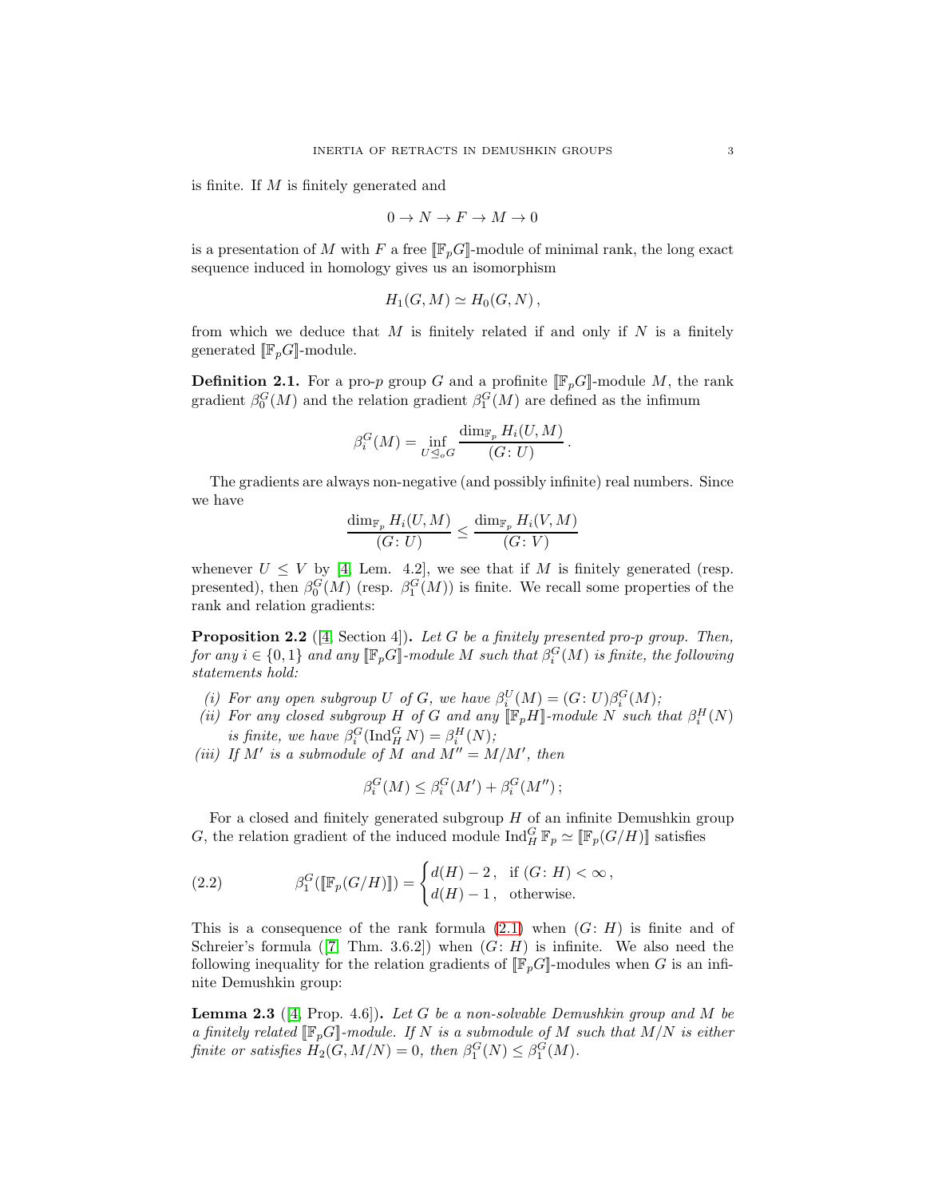is finite. If $M$ is finitely generated and

$$0 \to N \to F \to M \to 0$$

is a presentation of $M$ with $F$ a free $[\![\mathbb{F}_p G]\!]$-module of minimal rank, the long exact sequence induced in homology gives us an isomorphism

$$H_1(G, M) \simeq H_0(G, N)\,,$$

from which we deduce that $M$ is finitely related if and only if $N$ is a finitely generated $[\![\mathbb{F}_p G]\!]$-module.

**Definition 2.1.** For a pro-$p$ group $G$ and a profinite $[\![\mathbb{F}_p G]\!]$-module $M$, the rank gradient $\beta_0^G(M)$ and the relation gradient $\beta_1^G(M)$ are defined as the infimum

$$\beta_i^G(M) = \inf_{U \trianglelefteq_o G} \frac{\dim_{\mathbb{F}_p} H_i(U, M)}{(G\colon U)}\,.$$

The gradients are always non-negative (and possibly infinite) real numbers. Since we have

$$\frac{\dim_{\mathbb{F}_p} H_i(U, M)}{(G\colon U)} \leq \frac{\dim_{\mathbb{F}_p} H_i(V, M)}{(G\colon V)}$$

whenever $U \leq V$ by [4, Lem. 4.2], we see that if $M$ is finitely generated (resp. presented), then $\beta_0^G(M)$ (resp. $\beta_1^G(M)$) is finite. We recall some properties of the rank and relation gradients:

**Proposition 2.2** ([4, Section 4])**.** *Let $G$ be a finitely presented pro-$p$ group. Then, for any $i \in \{0, 1\}$ and any $[\![\mathbb{F}_p G]\!]$-module $M$ such that $\beta_i^G(M)$ is finite, the following statements hold:*

*(i) For any open subgroup $U$ of $G$, we have $\beta_i^U(M) = (G\colon U)\beta_i^G(M)$;*
*(ii) For any closed subgroup $H$ of $G$ and any $[\![\mathbb{F}_p H]\!]$-module $N$ such that $\beta_i^H(N)$ is finite, we have $\beta_i^G(\operatorname{Ind}_H^G N) = \beta_i^H(N)$;*
*(iii) If $M'$ is a submodule of $M$ and $M'' = M/M'$, then*

$$\beta_i^G(M) \leq \beta_i^G(M') + \beta_i^G(M'')\,;$$

For a closed and finitely generated subgroup $H$ of an infinite Demushkin group $G$, the relation gradient of the induced module $\operatorname{Ind}_H^G \mathbb{F}_p \simeq [\![\mathbb{F}_p(G/H)]\!]$ satisfies

$$\beta_1^G([\![\mathbb{F}_p(G/H)]\!]) = \begin{cases} d(H) - 2\,, & \text{if } (G\colon H) < \infty\,, \\ d(H) - 1\,, & \text{otherwise.} \end{cases} \tag{2.2}$$

This is a consequence of the rank formula (2.1) when $(G\colon H)$ is finite and of Schreier's formula ([7, Thm. 3.6.2]) when $(G\colon H)$ is infinite. We also need the following inequality for the relation gradients of $[\![\mathbb{F}_p G]\!]$-modules when $G$ is an infinite Demushkin group:

**Lemma 2.3** ([4, Prop. 4.6])**.** *Let $G$ be a non-solvable Demushkin group and $M$ be a finitely related $[\![\mathbb{F}_p G]\!]$-module. If $N$ is a submodule of $M$ such that $M/N$ is either finite or satisfies $H_2(G, M/N) = 0$, then $\beta_1^G(N) \leq \beta_1^G(M)$.*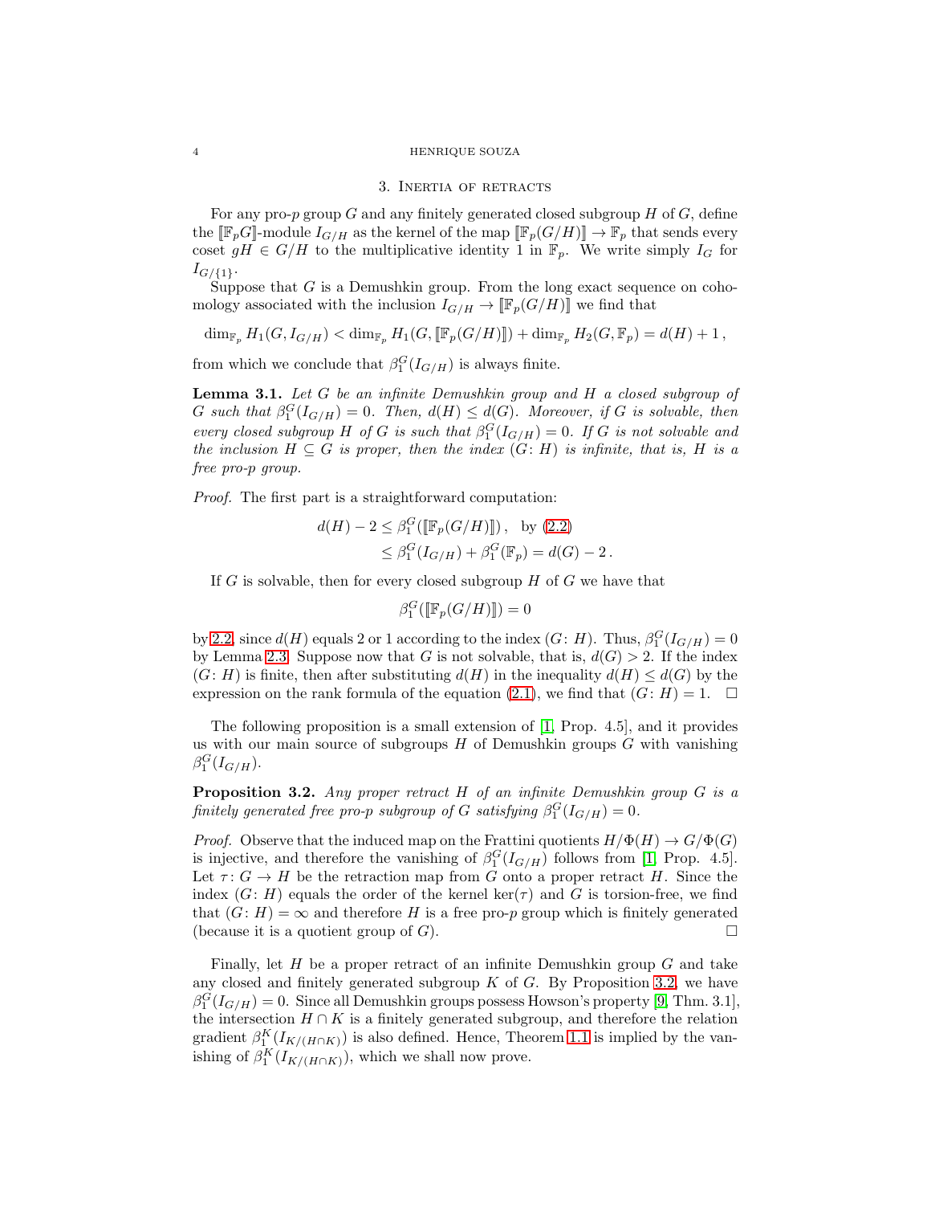## 3. Inertia of retracts

For any pro-$p$ group $G$ and any finitely generated closed subgroup $H$ of $G$, define the $[\![\mathbb{F}_pG]\!]$-module $I_{G/H}$ as the kernel of the map $[\![\mathbb{F}_p(G/H)]\!] \to \mathbb{F}_p$ that sends every coset $gH \in G/H$ to the multiplicative identity 1 in $\mathbb{F}_p$. We write simply $I_G$ for $I_{G/\{1\}}$.

Suppose that $G$ is a Demushkin group. From the long exact sequence on cohomology associated with the inclusion $I_{G/H} \to [\![\mathbb{F}_p(G/H)]\!]$ we find that

$$\dim_{\mathbb{F}_p} H_1(G, I_{G/H}) < \dim_{\mathbb{F}_p} H_1(G, [\![\mathbb{F}_p(G/H)]\!]) + \dim_{\mathbb{F}_p} H_2(G, \mathbb{F}_p) = d(H) + 1\,,$$

from which we conclude that $\beta_1^G(I_{G/H})$ is always finite.

**Lemma 3.1.** *Let $G$ be an infinite Demushkin group and $H$ a closed subgroup of $G$ such that $\beta_1^G(I_{G/H}) = 0$. Then, $d(H) \leq d(G)$. Moreover, if $G$ is solvable, then every closed subgroup $H$ of $G$ is such that $\beta_1^G(I_{G/H}) = 0$. If $G$ is not solvable and the inclusion $H \subseteq G$ is proper, then the index $(G\colon H)$ is infinite, that is, $H$ is a free pro-$p$ group.*

*Proof.* The first part is a straightforward computation:

$$\begin{aligned} d(H) - 2 &\leq \beta_1^G([\![\mathbb{F}_p(G/H)]\!])\,, \quad \text{by (2.2)} \\ &\leq \beta_1^G(I_{G/H}) + \beta_1^G(\mathbb{F}_p) = d(G) - 2\,. \end{aligned}$$

If $G$ is solvable, then for every closed subgroup $H$ of $G$ we have that

$$\beta_1^G([\![\mathbb{F}_p(G/H)]\!]) = 0$$

by 2.2, since $d(H)$ equals 2 or 1 according to the index $(G\colon H)$. Thus, $\beta_1^G(I_{G/H}) = 0$ by Lemma 2.3. Suppose now that $G$ is not solvable, that is, $d(G) > 2$. If the index $(G\colon H)$ is finite, then after substituting $d(H)$ in the inequality $d(H) \leq d(G)$ by the expression on the rank formula of the equation (2.1), we find that $(G\colon H) = 1$. $\square$

The following proposition is a small extension of [1, Prop. 4.5], and it provides us with our main source of subgroups $H$ of Demushkin groups $G$ with vanishing $\beta_1^G(I_{G/H})$.

**Proposition 3.2.** *Any proper retract $H$ of an infinite Demushkin group $G$ is a finitely generated free pro-$p$ subgroup of $G$ satisfying $\beta_1^G(I_{G/H}) = 0$.*

*Proof.* Observe that the induced map on the Frattini quotients $H/\Phi(H) \to G/\Phi(G)$ is injective, and therefore the vanishing of $\beta_1^G(I_{G/H})$ follows from [1, Prop. 4.5]. Let $\tau\colon G \to H$ be the retraction map from $G$ onto a proper retract $H$. Since the index $(G\colon H)$ equals the order of the kernel $\ker(\tau)$ and $G$ is torsion-free, we find that $(G\colon H) = \infty$ and therefore $H$ is a free pro-$p$ group which is finitely generated (because it is a quotient group of $G$). $\square$

Finally, let $H$ be a proper retract of an infinite Demushkin group $G$ and take any closed and finitely generated subgroup $K$ of $G$. By Proposition 3.2, we have $\beta_1^G(I_{G/H}) = 0$. Since all Demushkin groups possess Howson's property [9, Thm. 3.1], the intersection $H \cap K$ is a finitely generated subgroup, and therefore the relation gradient $\beta_1^K(I_{K/(H\cap K)})$ is also defined. Hence, Theorem 1.1 is implied by the vanishing of $\beta_1^K(I_{K/(H\cap K)})$, which we shall now prove.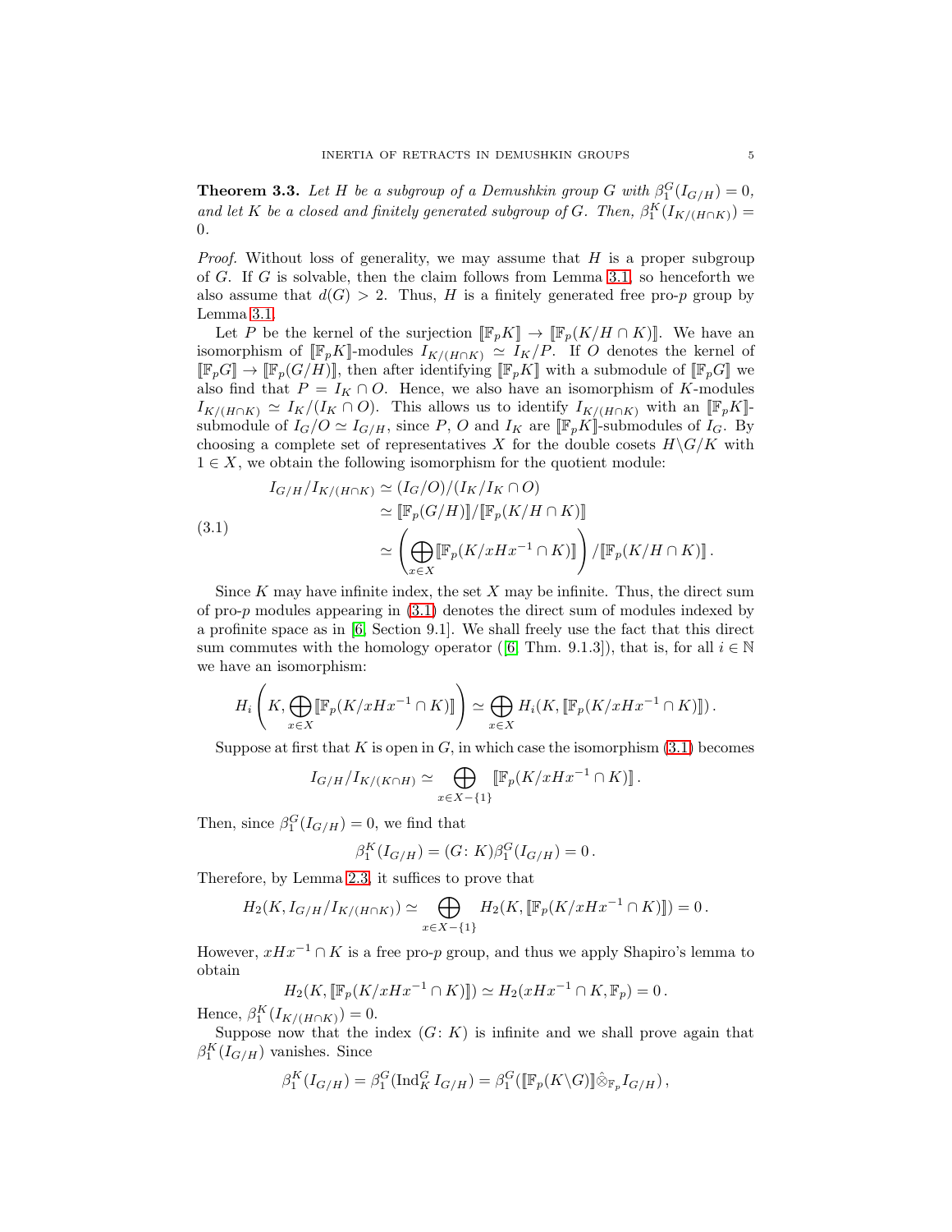**Theorem 3.3.** *Let $H$ be a subgroup of a Demushkin group $G$ with $\beta_1^G(I_{G/H}) = 0$, and let $K$ be a closed and finitely generated subgroup of $G$. Then, $\beta_1^K(I_{K/(H\cap K)}) = 0$.*

*Proof.* Without loss of generality, we may assume that $H$ is a proper subgroup of $G$. If $G$ is solvable, then the claim follows from Lemma 3.1, so henceforth we also assume that $d(G) > 2$. Thus, $H$ is a finitely generated free pro-$p$ group by Lemma 3.1.

Let $P$ be the kernel of the surjection $[\![\mathbb{F}_p K]\!] \to [\![\mathbb{F}_p(K/H\cap K)]\!]$. We have an isomorphism of $[\![\mathbb{F}_p K]\!]$-modules $I_{K/(H\cap K)} \simeq I_K/P$. If $O$ denotes the kernel of $[\![\mathbb{F}_p G]\!] \to [\![\mathbb{F}_p(G/H)]\!]$, then after identifying $[\![\mathbb{F}_p K]\!]$ with a submodule of $[\![\mathbb{F}_p G]\!]$ we also find that $P = I_K \cap O$. Hence, we also have an isomorphism of $K$-modules $I_{K/(H\cap K)} \simeq I_K/(I_K \cap O)$. This allows us to identify $I_{K/(H\cap K)}$ with an $[\![\mathbb{F}_p K]\!]$-submodule of $I_G/O \simeq I_{G/H}$, since $P$, $O$ and $I_K$ are $[\![\mathbb{F}_p K]\!]$-submodules of $I_G$. By choosing a complete set of representatives $X$ for the double cosets $H\backslash G/K$ with $1 \in X$, we obtain the following isomorphism for the quotient module:

$$
\begin{aligned}
I_{G/H}/I_{K/(H\cap K)} &\simeq (I_G/O)/(I_K/I_K\cap O) \\
&\simeq [\![\mathbb{F}_p(G/H)]\!]/[\![\mathbb{F}_p(K/H\cap K)]\!] \\
&\simeq \left(\bigoplus_{x\in X} [\![\mathbb{F}_p(K/xHx^{-1}\cap K)]\!]\right)/[\![\mathbb{F}_p(K/H\cap K)]\!]\,.
\end{aligned}
\tag{3.1}
$$

Since $K$ may have infinite index, the set $X$ may be infinite. Thus, the direct sum of pro-$p$ modules appearing in (3.1) denotes the direct sum of modules indexed by a profinite space as in [6, Section 9.1]. We shall freely use the fact that this direct sum commutes with the homology operator ([6, Thm. 9.1.3]), that is, for all $i \in \mathbb{N}$ we have an isomorphism:

$$
H_i\left(K, \bigoplus_{x\in X} [\![\mathbb{F}_p(K/xHx^{-1}\cap K)]\!]\right) \simeq \bigoplus_{x\in X} H_i(K, [\![\mathbb{F}_p(K/xHx^{-1}\cap K)]\!])\,.
$$

Suppose at first that $K$ is open in $G$, in which case the isomorphism (3.1) becomes

$$
I_{G/H}/I_{K/(K\cap H)} \simeq \bigoplus_{x\in X-\{1\}} [\![\mathbb{F}_p(K/xHx^{-1}\cap K)]\!]\,.
$$

Then, since $\beta_1^G(I_{G/H}) = 0$, we find that

$$
\beta_1^K(I_{G/H}) = (G\colon K)\beta_1^G(I_{G/H}) = 0\,.
$$

Therefore, by Lemma 2.3, it suffices to prove that

$$
H_2(K, I_{G/H}/I_{K/(H\cap K)}) \simeq \bigoplus_{x\in X-\{1\}} H_2(K, [\![\mathbb{F}_p(K/xHx^{-1}\cap K)]\!]) = 0\,.
$$

However, $xHx^{-1}\cap K$ is a free pro-$p$ group, and thus we apply Shapiro's lemma to obtain

$$
H_2(K, [\![\mathbb{F}_p(K/xHx^{-1}\cap K)]\!]) \simeq H_2(xHx^{-1}\cap K, \mathbb{F}_p) = 0\,.
$$

Hence, $\beta_1^K(I_{K/(H\cap K)}) = 0$.

Suppose now that the index $(G\colon K)$ is infinite and we shall prove again that $\beta_1^K(I_{G/H})$ vanishes. Since

$$
\beta_1^K(I_{G/H}) = \beta_1^G(\operatorname{Ind}_K^G I_{G/H}) = \beta_1^G([\![\mathbb{F}_p(K\backslash G)]\!]\hat{\otimes}_{\mathbb{F}_p} I_{G/H})\,,
$$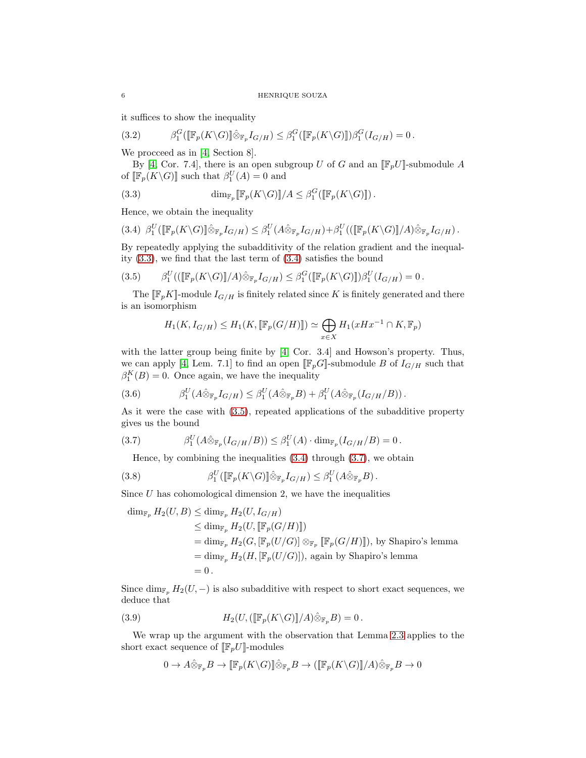it suffices to show the inequality

$$\beta_1^G(\llbracket \mathbb{F}_p(K\backslash G)\rrbracket \hat{\otimes}_{\mathbb{F}_p} I_{G/H}) \leq \beta_1^G(\llbracket \mathbb{F}_p(K\backslash G)\rrbracket)\beta_1^G(I_{G/H}) = 0\,. \tag{3.2}$$

We procceed as in [4, Section 8].

By [4, Cor. 7.4], there is an open subgroup $U$ of $G$ and an $\llbracket \mathbb{F}_p U\rrbracket$-submodule $A$ of $\llbracket \mathbb{F}_p(K\backslash G)\rrbracket$ such that $\beta_1^U(A) = 0$ and

$$\dim_{\mathbb{F}_p} \llbracket \mathbb{F}_p(K\backslash G)\rrbracket / A \leq \beta_1^G(\llbracket \mathbb{F}_p(K\backslash G)\rrbracket)\,. \tag{3.3}$$

Hence, we obtain the inequality

$$\beta_1^U(\llbracket \mathbb{F}_p(K\backslash G)\rrbracket \hat{\otimes}_{\mathbb{F}_p} I_{G/H}) \leq \beta_1^U(A\hat{\otimes}_{\mathbb{F}_p} I_{G/H}) + \beta_1^U((\llbracket \mathbb{F}_p(K\backslash G)\rrbracket/A)\hat{\otimes}_{\mathbb{F}_p} I_{G/H})\,. \tag{3.4}$$

By repeatedly applying the subadditivity of the relation gradient and the inequality (3.3), we find that the last term of (3.4) satisfies the bound

$$\beta_1^U((\llbracket \mathbb{F}_p(K\backslash G)\rrbracket/A)\hat{\otimes}_{\mathbb{F}_p} I_{G/H}) \leq \beta_1^G(\llbracket \mathbb{F}_p(K\backslash G)\rrbracket)\beta_1^U(I_{G/H}) = 0\,. \tag{3.5}$$

The $\llbracket \mathbb{F}_p K\rrbracket$-module $I_{G/H}$ is finitely related since $K$ is finitely generated and there is an isomorphism

$$H_1(K, I_{G/H}) \leq H_1(K, \llbracket \mathbb{F}_p(G/H)\rrbracket) \simeq \bigoplus_{x\in X} H_1(xHx^{-1}\cap K, \mathbb{F}_p)$$

with the latter group being finite by [4, Cor. 3.4] and Howson's property. Thus, we can apply [4, Lem. 7.1] to find an open $\llbracket \mathbb{F}_p G\rrbracket$-submodule $B$ of $I_{G/H}$ such that $\beta_1^K(B) = 0$. Once again, we have the inequality

$$\beta_1^U(A\hat{\otimes}_{\mathbb{F}_p} I_{G/H}) \leq \beta_1^U(A\hat{\otimes}_{\mathbb{F}_p} B) + \beta_1^U(A\hat{\otimes}_{\mathbb{F}_p}(I_{G/H}/B))\,. \tag{3.6}$$

As it were the case with (3.5), repeated applications of the subadditive property gives us the bound

$$\beta_1^U(A\hat{\otimes}_{\mathbb{F}_p}(I_{G/H}/B)) \leq \beta_1^U(A)\cdot \dim_{\mathbb{F}_p}(I_{G/H}/B) = 0\,. \tag{3.7}$$

Hence, by combining the inequalities (3.4) through (3.7), we obtain

$$\beta_1^U(\llbracket \mathbb{F}_p(K\backslash G)\rrbracket \hat{\otimes}_{\mathbb{F}_p} I_{G/H}) \leq \beta_1^U(A\hat{\otimes}_{\mathbb{F}_p} B)\,. \tag{3.8}$$

Since $U$ has cohomological dimension 2, we have the inequalities

$$\begin{aligned}
\dim_{\mathbb{F}_p} H_2(U, B) &\leq \dim_{\mathbb{F}_p} H_2(U, I_{G/H}) \\
&\leq \dim_{\mathbb{F}_p} H_2(U, \llbracket \mathbb{F}_p(G/H)\rrbracket) \\
&= \dim_{\mathbb{F}_p} H_2(G, [\mathbb{F}_p(U/G)] \otimes_{\mathbb{F}_p} \llbracket \mathbb{F}_p(G/H)\rrbracket), \text{ by Shapiro's lemma} \\
&= \dim_{\mathbb{F}_p} H_2(H, [\mathbb{F}_p(U/G)]), \text{ again by Shapiro's lemma} \\
&= 0\,.
\end{aligned}$$

Since $\dim_{\mathbb{F}_p} H_2(U, -)$ is also subadditive with respect to short exact sequences, we deduce that

$$H_2(U, (\llbracket \mathbb{F}_p(K\backslash G)\rrbracket/A)\hat{\otimes}_{\mathbb{F}_p} B) = 0\,. \tag{3.9}$$

We wrap up the argument with the observation that Lemma 2.3 applies to the short exact sequence of $\llbracket \mathbb{F}_p U\rrbracket$-modules

$$0 \to A\hat{\otimes}_{\mathbb{F}_p} B \to \llbracket \mathbb{F}_p(K\backslash G)\rrbracket \hat{\otimes}_{\mathbb{F}_p} B \to (\llbracket \mathbb{F}_p(K\backslash G)\rrbracket/A)\hat{\otimes}_{\mathbb{F}_p} B \to 0$$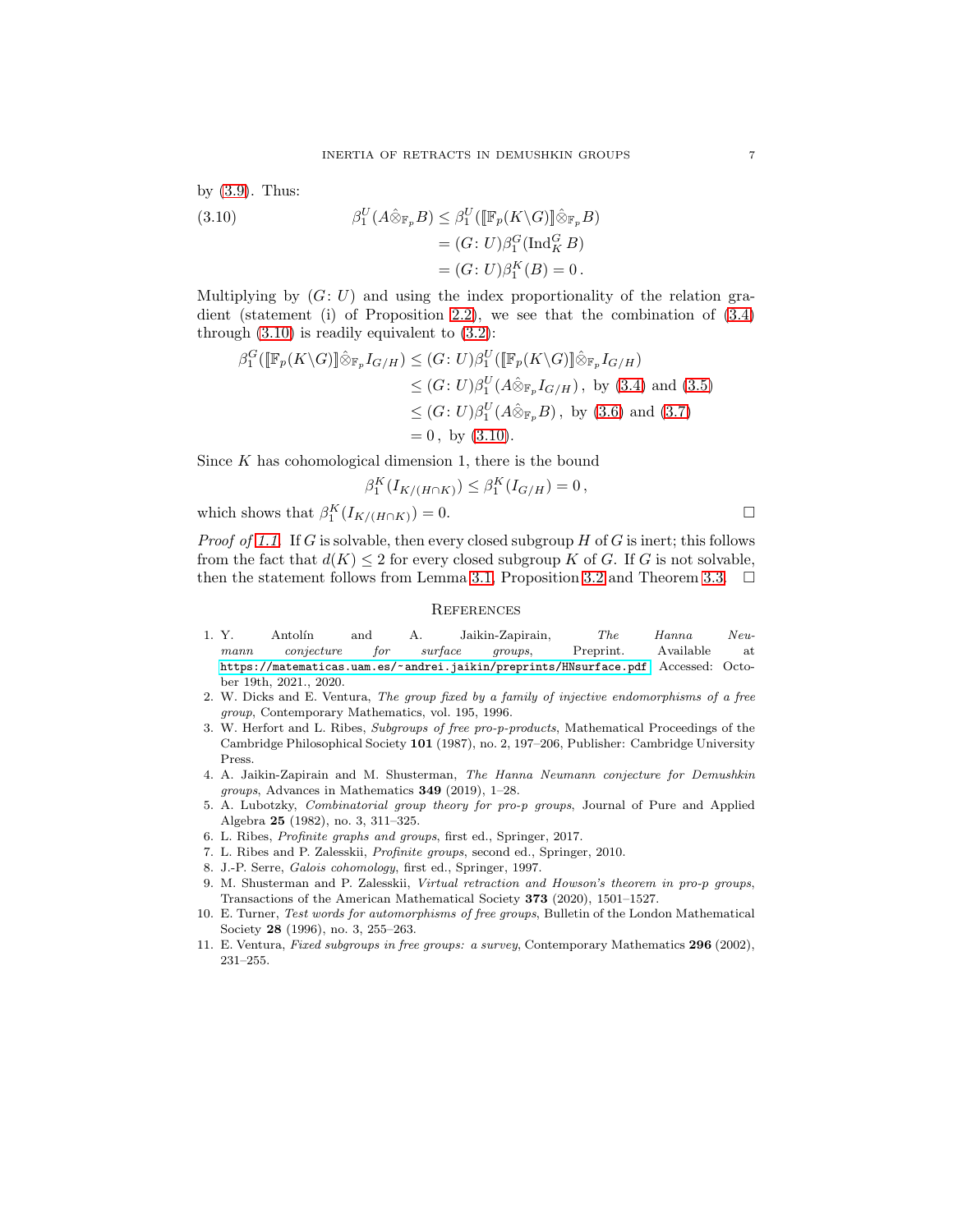by (3.9). Thus:

$$
\begin{aligned}
\beta_1^U(A\hat{\otimes}_{\mathbb{F}_p}B) &\leq \beta_1^U([\![\mathbb{F}_p(K\backslash G)]\!]\hat{\otimes}_{\mathbb{F}_p}B) \\
&= (G\colon U)\beta_1^G(\operatorname{Ind}_K^G B) \\
&= (G\colon U)\beta_1^K(B) = 0\,.
\end{aligned} \tag{3.10}
$$

Multiplying by $(G\colon U)$ and using the index proportionality of the relation gradient (statement (i) of Proposition 2.2), we see that the combination of (3.4) through (3.10) is readily equivalent to (3.2):

$$
\begin{aligned}
\beta_1^G([\![\mathbb{F}_p(K\backslash G)]\!]\hat{\otimes}_{\mathbb{F}_p}I_{G/H}) &\leq (G\colon U)\beta_1^U([\![\mathbb{F}_p(K\backslash G)]\!]\hat{\otimes}_{\mathbb{F}_p}I_{G/H}) \\
&\leq (G\colon U)\beta_1^U(A\hat{\otimes}_{\mathbb{F}_p}I_{G/H})\,,\ \text{by (3.4) and (3.5)} \\
&\leq (G\colon U)\beta_1^U(A\hat{\otimes}_{\mathbb{F}_p}B)\,,\ \text{by (3.6) and (3.7)} \\
&= 0\,,\ \text{by (3.10)}.
\end{aligned}
$$

Since $K$ has cohomological dimension 1, there is the bound

$$
\beta_1^K(I_{K/(H\cap K)}) \leq \beta_1^K(I_{G/H}) = 0\,,
$$

which shows that $\beta_1^K(I_{K/(H\cap K)}) = 0$. □

*Proof of 1.1.* If $G$ is solvable, then every closed subgroup $H$ of $G$ is inert; this follows from the fact that $d(K) \leq 2$ for every closed subgroup $K$ of $G$. If $G$ is not solvable, then the statement follows from Lemma 3.1, Proposition 3.2 and Theorem 3.3. □

## References

1. Y. Antolín and A. Jaikin-Zapirain, *The Hanna Neumann conjecture for surface groups*, Preprint. Available at https://matematicas.uam.es/~andrei.jaikin/preprints/HNsurface.pdf. Accessed: October 19th, 2021., 2020.
2. W. Dicks and E. Ventura, *The group fixed by a family of injective endomorphisms of a free group*, Contemporary Mathematics, vol. 195, 1996.
3. W. Herfort and L. Ribes, *Subgroups of free pro-p-products*, Mathematical Proceedings of the Cambridge Philosophical Society **101** (1987), no. 2, 197–206, Publisher: Cambridge University Press.
4. A. Jaikin-Zapirain and M. Shusterman, *The Hanna Neumann conjecture for Demushkin groups*, Advances in Mathematics **349** (2019), 1–28.
5. A. Lubotzky, *Combinatorial group theory for pro-p groups*, Journal of Pure and Applied Algebra **25** (1982), no. 3, 311–325.
6. L. Ribes, *Profinite graphs and groups*, first ed., Springer, 2017.
7. L. Ribes and P. Zalesskii, *Profinite groups*, second ed., Springer, 2010.
8. J.-P. Serre, *Galois cohomology*, first ed., Springer, 1997.
9. M. Shusterman and P. Zalesskii, *Virtual retraction and Howson's theorem in pro-p groups*, Transactions of the American Mathematical Society **373** (2020), 1501–1527.
10. E. Turner, *Test words for automorphisms of free groups*, Bulletin of the London Mathematical Society **28** (1996), no. 3, 255–263.
11. E. Ventura, *Fixed subgroups in free groups: a survey*, Contemporary Mathematics **296** (2002), 231–255.